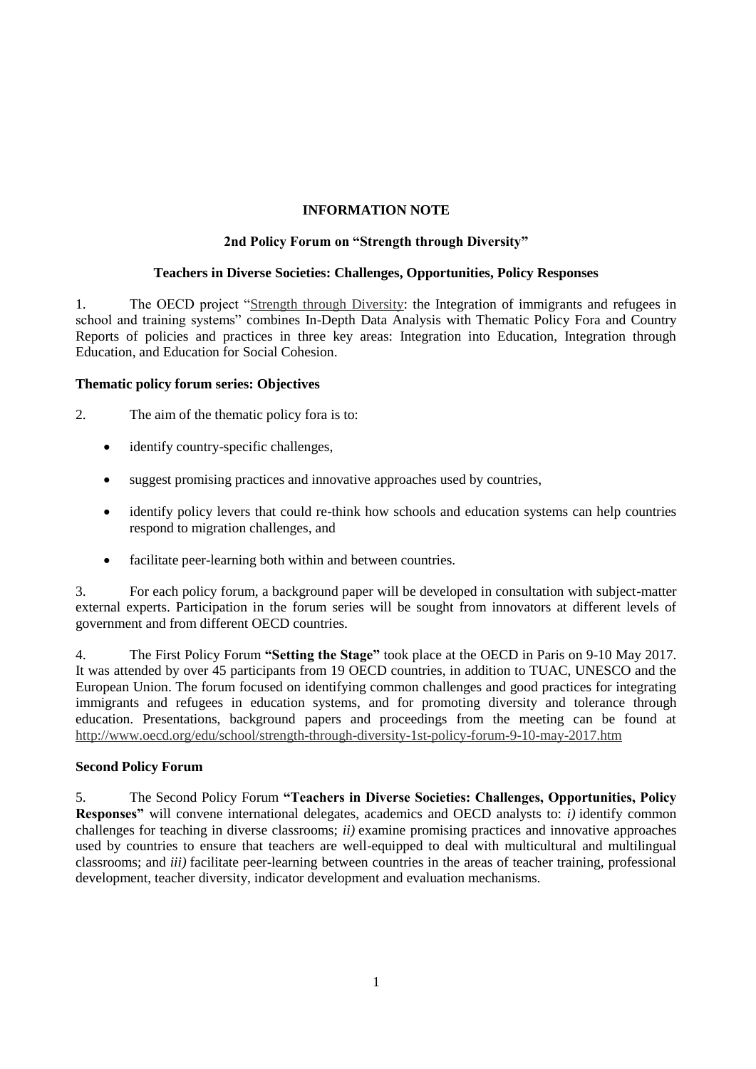# INFORMATION NOTE

## 2nd Policy Forum on "Strength through Diversity"

## Teachers in Diverse Societies: Challenges, Opportunities, Policy Responses

1. The OECD project "Strength through Diversity: the Integration of immigrants and refugees in school and training systems" combines In-Depth Data Analysis with Thematic Policy Fora and Country Reports of policies and practices in three key areas: Integration into Education, Integration through Education, and Education for Social Cohesion.

### Thematic policy forum series: Objectives

2. The aim of the thematic policy fora is to:

- identify country-specific challenges,
- suggest promising practices and innovative approaches used by countries,
- identify policy levers that could re-think how schools and education systems can help countries respond to migration challenges, and
- facilitate peer-learning both within and between countries.

3. For each policy forum, a background paper will be developed in consultation with subject-matter external experts. Participation in the forum series will be sought from innovators at different levels of government and from different OECD countries.

4. The First Policy Forum **"Setting the Stage"** took place at the OECD in Paris on 9-10 May 2017. It was attended by over 45 participants from 19 OECD countries, in addition to TUAC, UNESCO and the European Union. The forum focused on identifying common challenges and good practices for integrating immigrants and refugees in education systems, and for promoting diversity and tolerance through education. Presentations, background papers and proceedings from the meeting can be found at http://www.oecd.org/edu/school/strength-through-diversity-1st-policy-forum-9-10-may-2017.htm

### Second Policy Forum

5. The Second Policy Forum **"Teachers in Diverse Societies: Challenges, Opportunities, Policy Responses"** will convene international delegates, academics and OECD analysts to: *i)* identify common challenges for teaching in diverse classrooms; *ii)* examine promising practices and innovative approaches used by countries to ensure that teachers are well-equipped to deal with multicultural and multilingual classrooms; and *iii)* facilitate peer-learning between countries in the areas of teacher training, professional development, teacher diversity, indicator development and evaluation mechanisms.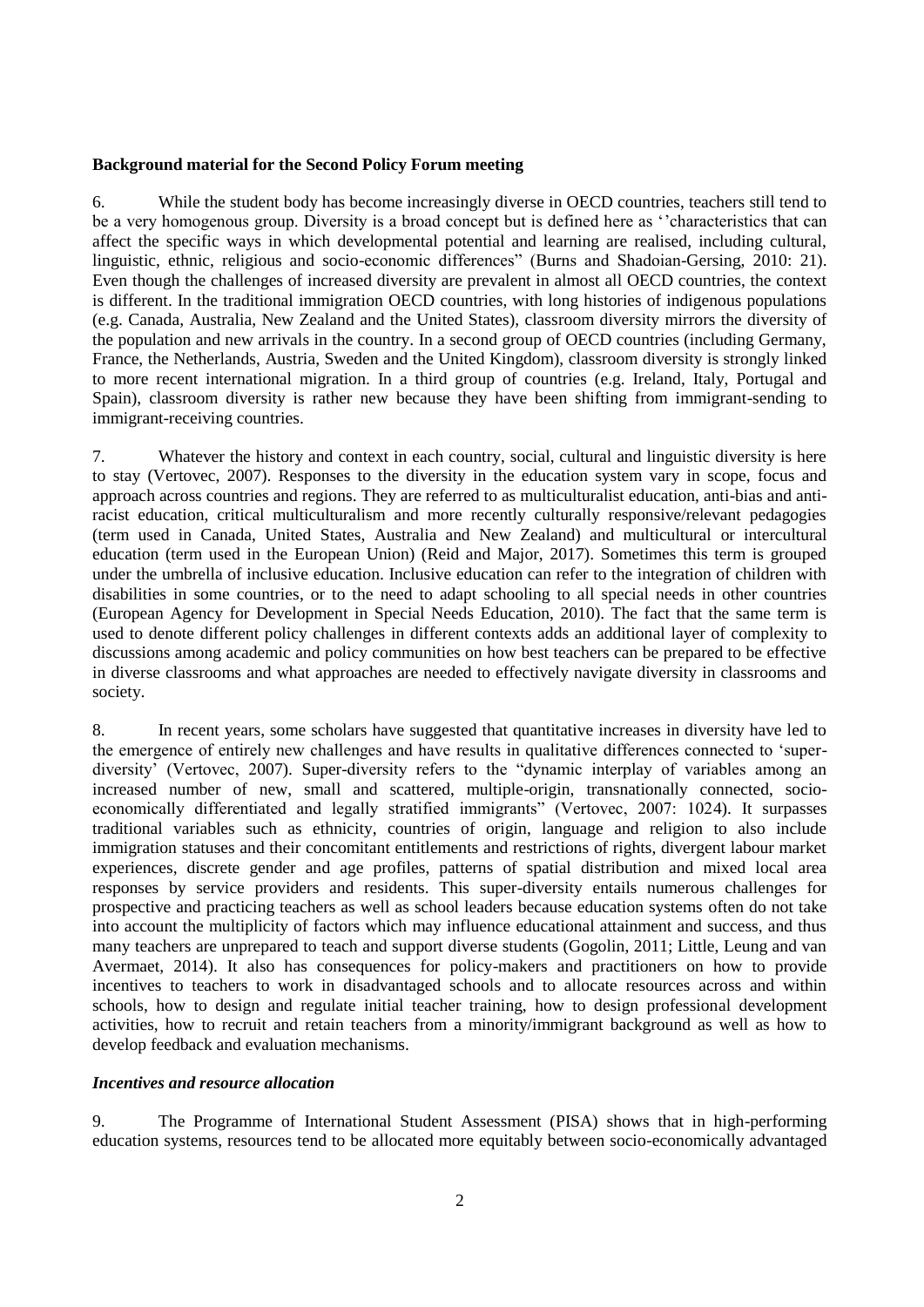**Background material for the Second Policy Forum meeting**

6. While the student body has become increasingly diverse in OECD countries, teachers still tend to be a very homogenous group. Diversity is a broad concept but is defined here as ''characteristics that can affect the specific ways in which developmental potential and learning are realised, including cultural, linguistic, ethnic, religious and socio-economic differences" (Burns and Shadoian-Gersing, 2010: 21). Even though the challenges of increased diversity are prevalent in almost all OECD countries, the context is different. In the traditional immigration OECD countries, with long histories of indigenous populations (e.g. Canada, Australia, New Zealand and the United States), classroom diversity mirrors the diversity of the population and new arrivals in the country. In a second group of OECD countries (including Germany, France, the Netherlands, Austria, Sweden and the United Kingdom), classroom diversity is strongly linked to more recent international migration. In a third group of countries (e.g. Ireland, Italy, Portugal and Spain), classroom diversity is rather new because they have been shifting from immigrant-sending to immigrant-receiving countries.

7. Whatever the history and context in each country, social, cultural and linguistic diversity is here to stay (Vertovec, 2007). Responses to the diversity in the education system vary in scope, focus and approach across countries and regions. They are referred to as multiculturalist education, anti-bias and anti-racist education, critical multiculturalism and more recently culturally responsive/relevant pedagogies (term used in Canada, United States, Australia and New Zealand) and multicultural or intercultural education (term used in the European Union) (Reid and Major, 2017). Sometimes this term is grouped under the umbrella of inclusive education. Inclusive education can refer to the integration of children with disabilities in some countries, or to the need to adapt schooling to all special needs in other countries (European Agency for Development in Special Needs Education, 2010). The fact that the same term is used to denote different policy challenges in different contexts adds an additional layer of complexity to discussions among academic and policy communities on how best teachers can be prepared to be effective in diverse classrooms and what approaches are needed to effectively navigate diversity in classrooms and society.

8. In recent years, some scholars have suggested that quantitative increases in diversity have led to the emergence of entirely new challenges and have results in qualitative differences connected to 'super-diversity' (Vertovec, 2007). Super-diversity refers to the "dynamic interplay of variables among an increased number of new, small and scattered, multiple-origin, transnationally connected, socio-economically differentiated and legally stratified immigrants" (Vertovec, 2007: 1024). It surpasses traditional variables such as ethnicity, countries of origin, language and religion to also include immigration statuses and their concomitant entitlements and restrictions of rights, divergent labour market experiences, discrete gender and age profiles, patterns of spatial distribution and mixed local area responses by service providers and residents. This super-diversity entails numerous challenges for prospective and practicing teachers as well as school leaders because education systems often do not take into account the multiplicity of factors which may influence educational attainment and success, and thus many teachers are unprepared to teach and support diverse students (Gogolin, 2011; Little, Leung and van Avermaet, 2014). It also has consequences for policy-makers and practitioners on how to provide incentives to teachers to work in disadvantaged schools and to allocate resources across and within schools, how to design and regulate initial teacher training, how to design professional development activities, how to recruit and retain teachers from a minority/immigrant background as well as how to develop feedback and evaluation mechanisms.

***Incentives and resource allocation***

9. The Programme of International Student Assessment (PISA) shows that in high-performing education systems, resources tend to be allocated more equitably between socio-economically advantaged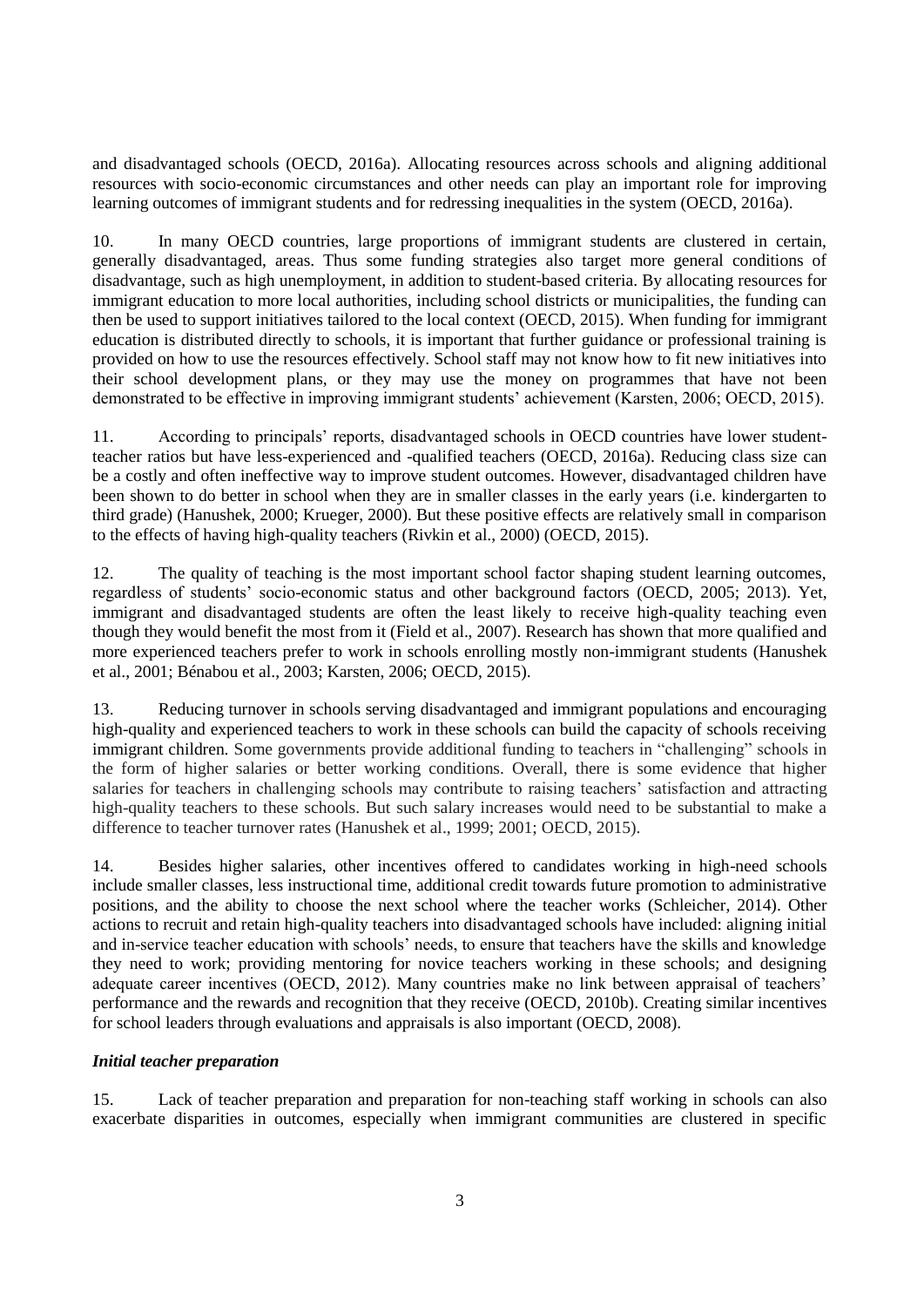and disadvantaged schools (OECD, 2016a). Allocating resources across schools and aligning additional resources with socio-economic circumstances and other needs can play an important role for improving learning outcomes of immigrant students and for redressing inequalities in the system (OECD, 2016a).

10. In many OECD countries, large proportions of immigrant students are clustered in certain, generally disadvantaged, areas. Thus some funding strategies also target more general conditions of disadvantage, such as high unemployment, in addition to student-based criteria. By allocating resources for immigrant education to more local authorities, including school districts or municipalities, the funding can then be used to support initiatives tailored to the local context (OECD, 2015). When funding for immigrant education is distributed directly to schools, it is important that further guidance or professional training is provided on how to use the resources effectively. School staff may not know how to fit new initiatives into their school development plans, or they may use the money on programmes that have not been demonstrated to be effective in improving immigrant students' achievement (Karsten, 2006; OECD, 2015).

11. According to principals' reports, disadvantaged schools in OECD countries have lower student-teacher ratios but have less-experienced and -qualified teachers (OECD, 2016a). Reducing class size can be a costly and often ineffective way to improve student outcomes. However, disadvantaged children have been shown to do better in school when they are in smaller classes in the early years (i.e. kindergarten to third grade) (Hanushek, 2000; Krueger, 2000). But these positive effects are relatively small in comparison to the effects of having high-quality teachers (Rivkin et al., 2000) (OECD, 2015).

12. The quality of teaching is the most important school factor shaping student learning outcomes, regardless of students' socio-economic status and other background factors (OECD, 2005; 2013). Yet, immigrant and disadvantaged students are often the least likely to receive high-quality teaching even though they would benefit the most from it (Field et al., 2007). Research has shown that more qualified and more experienced teachers prefer to work in schools enrolling mostly non-immigrant students (Hanushek et al., 2001; Bénabou et al., 2003; Karsten, 2006; OECD, 2015).

13. Reducing turnover in schools serving disadvantaged and immigrant populations and encouraging high-quality and experienced teachers to work in these schools can build the capacity of schools receiving immigrant children. Some governments provide additional funding to teachers in "challenging" schools in the form of higher salaries or better working conditions. Overall, there is some evidence that higher salaries for teachers in challenging schools may contribute to raising teachers' satisfaction and attracting high-quality teachers to these schools. But such salary increases would need to be substantial to make a difference to teacher turnover rates (Hanushek et al., 1999; 2001; OECD, 2015).

14. Besides higher salaries, other incentives offered to candidates working in high-need schools include smaller classes, less instructional time, additional credit towards future promotion to administrative positions, and the ability to choose the next school where the teacher works (Schleicher, 2014). Other actions to recruit and retain high-quality teachers into disadvantaged schools have included: aligning initial and in-service teacher education with schools' needs, to ensure that teachers have the skills and knowledge they need to work; providing mentoring for novice teachers working in these schools; and designing adequate career incentives (OECD, 2012). Many countries make no link between appraisal of teachers' performance and the rewards and recognition that they receive (OECD, 2010b). Creating similar incentives for school leaders through evaluations and appraisals is also important (OECD, 2008).

***Initial teacher preparation***

15. Lack of teacher preparation and preparation for non-teaching staff working in schools can also exacerbate disparities in outcomes, especially when immigrant communities are clustered in specific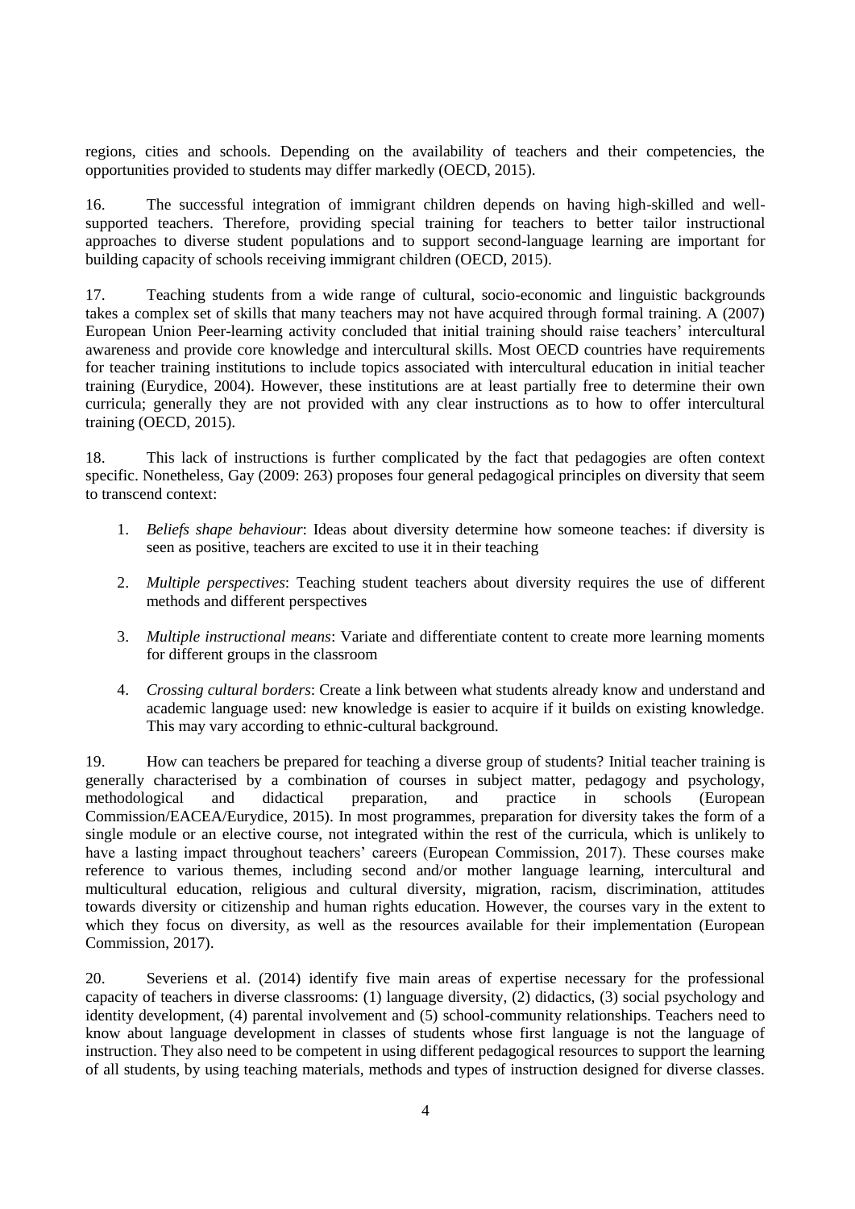regions, cities and schools. Depending on the availability of teachers and their competencies, the opportunities provided to students may differ markedly (OECD, 2015).

16. The successful integration of immigrant children depends on having high-skilled and well-supported teachers. Therefore, providing special training for teachers to better tailor instructional approaches to diverse student populations and to support second-language learning are important for building capacity of schools receiving immigrant children (OECD, 2015).

17. Teaching students from a wide range of cultural, socio-economic and linguistic backgrounds takes a complex set of skills that many teachers may not have acquired through formal training. A (2007) European Union Peer-learning activity concluded that initial training should raise teachers' intercultural awareness and provide core knowledge and intercultural skills. Most OECD countries have requirements for teacher training institutions to include topics associated with intercultural education in initial teacher training (Eurydice, 2004). However, these institutions are at least partially free to determine their own curricula; generally they are not provided with any clear instructions as to how to offer intercultural training (OECD, 2015).

18. This lack of instructions is further complicated by the fact that pedagogies are often context specific. Nonetheless, Gay (2009: 263) proposes four general pedagogical principles on diversity that seem to transcend context:

1. *Beliefs shape behaviour*: Ideas about diversity determine how someone teaches: if diversity is seen as positive, teachers are excited to use it in their teaching

2. *Multiple perspectives*: Teaching student teachers about diversity requires the use of different methods and different perspectives

3. *Multiple instructional means*: Variate and differentiate content to create more learning moments for different groups in the classroom

4. *Crossing cultural borders*: Create a link between what students already know and understand and academic language used: new knowledge is easier to acquire if it builds on existing knowledge. This may vary according to ethnic-cultural background.

19. How can teachers be prepared for teaching a diverse group of students? Initial teacher training is generally characterised by a combination of courses in subject matter, pedagogy and psychology, methodological and didactical preparation, and practice in schools (European Commission/EACEA/Eurydice, 2015). In most programmes, preparation for diversity takes the form of a single module or an elective course, not integrated within the rest of the curricula, which is unlikely to have a lasting impact throughout teachers' careers (European Commission, 2017). These courses make reference to various themes, including second and/or mother language learning, intercultural and multicultural education, religious and cultural diversity, migration, racism, discrimination, attitudes towards diversity or citizenship and human rights education. However, the courses vary in the extent to which they focus on diversity, as well as the resources available for their implementation (European Commission, 2017).

20. Severiens et al. (2014) identify five main areas of expertise necessary for the professional capacity of teachers in diverse classrooms: (1) language diversity, (2) didactics, (3) social psychology and identity development, (4) parental involvement and (5) school-community relationships. Teachers need to know about language development in classes of students whose first language is not the language of instruction. They also need to be competent in using different pedagogical resources to support the learning of all students, by using teaching materials, methods and types of instruction designed for diverse classes.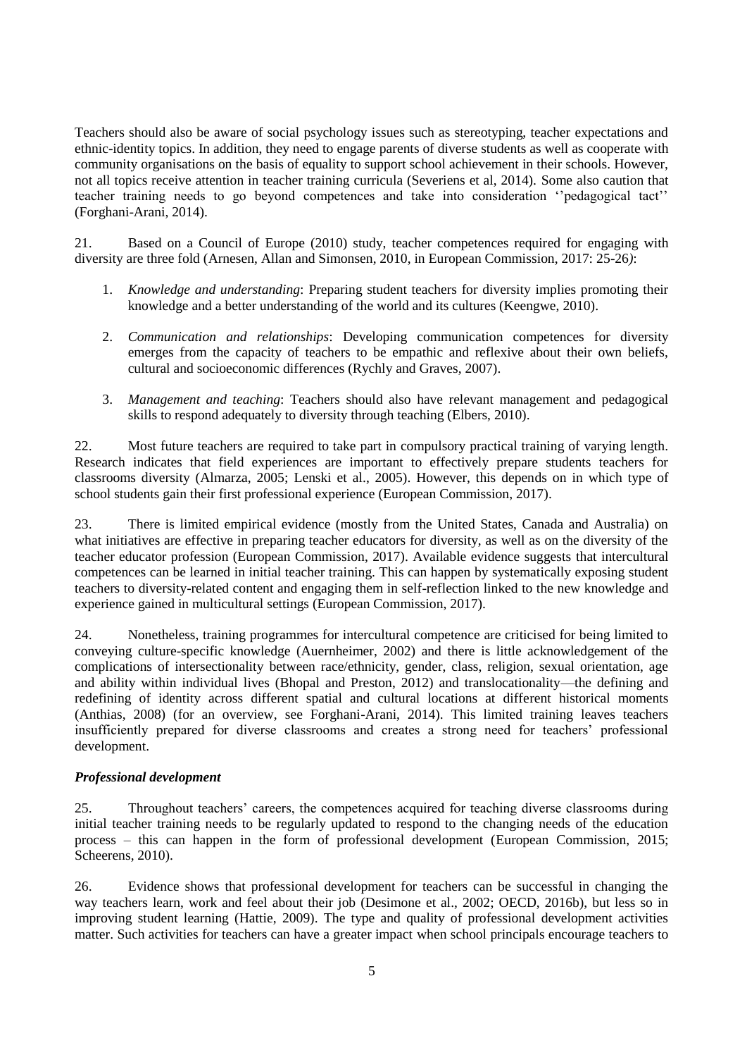Teachers should also be aware of social psychology issues such as stereotyping, teacher expectations and ethnic-identity topics. In addition, they need to engage parents of diverse students as well as cooperate with community organisations on the basis of equality to support school achievement in their schools. However, not all topics receive attention in teacher training curricula (Severiens et al, 2014). Some also caution that teacher training needs to go beyond competences and take into consideration ''pedagogical tact'' (Forghani-Arani, 2014).

21. Based on a Council of Europe (2010) study, teacher competences required for engaging with diversity are three fold (Arnesen, Allan and Simonsen, 2010, in European Commission, 2017: 25-26*)*:

1. *Knowledge and understanding*: Preparing student teachers for diversity implies promoting their knowledge and a better understanding of the world and its cultures (Keengwe, 2010).

2. *Communication and relationships*: Developing communication competences for diversity emerges from the capacity of teachers to be empathic and reflexive about their own beliefs, cultural and socioeconomic differences (Rychly and Graves, 2007).

3. *Management and teaching*: Teachers should also have relevant management and pedagogical skills to respond adequately to diversity through teaching (Elbers, 2010).

22. Most future teachers are required to take part in compulsory practical training of varying length. Research indicates that field experiences are important to effectively prepare students teachers for classrooms diversity (Almarza, 2005; Lenski et al., 2005). However, this depends on in which type of school students gain their first professional experience (European Commission, 2017).

23. There is limited empirical evidence (mostly from the United States, Canada and Australia) on what initiatives are effective in preparing teacher educators for diversity, as well as on the diversity of the teacher educator profession (European Commission, 2017). Available evidence suggests that intercultural competences can be learned in initial teacher training. This can happen by systematically exposing student teachers to diversity-related content and engaging them in self-reflection linked to the new knowledge and experience gained in multicultural settings (European Commission, 2017).

24. Nonetheless, training programmes for intercultural competence are criticised for being limited to conveying culture-specific knowledge (Auernheimer, 2002) and there is little acknowledgement of the complications of intersectionality between race/ethnicity, gender, class, religion, sexual orientation, age and ability within individual lives (Bhopal and Preston, 2012) and translocationality—the defining and redefining of identity across different spatial and cultural locations at different historical moments (Anthias, 2008) (for an overview, see Forghani-Arani, 2014). This limited training leaves teachers insufficiently prepared for diverse classrooms and creates a strong need for teachers' professional development.

### *Professional development*

25. Throughout teachers' careers, the competences acquired for teaching diverse classrooms during initial teacher training needs to be regularly updated to respond to the changing needs of the education process – this can happen in the form of professional development (European Commission, 2015; Scheerens, 2010).

26. Evidence shows that professional development for teachers can be successful in changing the way teachers learn, work and feel about their job (Desimone et al., 2002; OECD, 2016b), but less so in improving student learning (Hattie, 2009). The type and quality of professional development activities matter. Such activities for teachers can have a greater impact when school principals encourage teachers to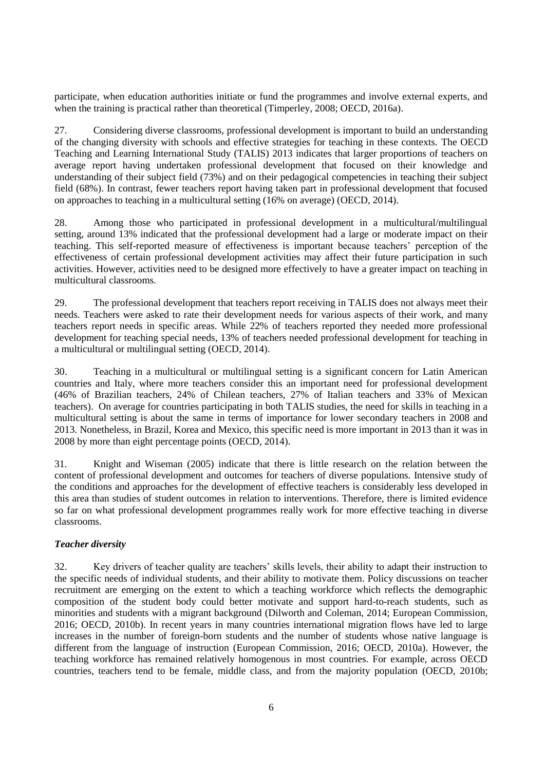participate, when education authorities initiate or fund the programmes and involve external experts, and when the training is practical rather than theoretical (Timperley, 2008; OECD, 2016a).

27. Considering diverse classrooms, professional development is important to build an understanding of the changing diversity with schools and effective strategies for teaching in these contexts. The OECD Teaching and Learning International Study (TALIS) 2013 indicates that larger proportions of teachers on average report having undertaken professional development that focused on their knowledge and understanding of their subject field (73%) and on their pedagogical competencies in teaching their subject field (68%). In contrast, fewer teachers report having taken part in professional development that focused on approaches to teaching in a multicultural setting (16% on average) (OECD, 2014).

28. Among those who participated in professional development in a multicultural/multilingual setting, around 13% indicated that the professional development had a large or moderate impact on their teaching. This self-reported measure of effectiveness is important because teachers' perception of the effectiveness of certain professional development activities may affect their future participation in such activities. However, activities need to be designed more effectively to have a greater impact on teaching in multicultural classrooms.

29. The professional development that teachers report receiving in TALIS does not always meet their needs. Teachers were asked to rate their development needs for various aspects of their work, and many teachers report needs in specific areas. While 22% of teachers reported they needed more professional development for teaching special needs, 13% of teachers needed professional development for teaching in a multicultural or multilingual setting (OECD, 2014).

30. Teaching in a multicultural or multilingual setting is a significant concern for Latin American countries and Italy, where more teachers consider this an important need for professional development (46% of Brazilian teachers, 24% of Chilean teachers, 27% of Italian teachers and 33% of Mexican teachers). On average for countries participating in both TALIS studies, the need for skills in teaching in a multicultural setting is about the same in terms of importance for lower secondary teachers in 2008 and 2013. Nonetheless, in Brazil, Korea and Mexico, this specific need is more important in 2013 than it was in 2008 by more than eight percentage points (OECD, 2014).

31. Knight and Wiseman (2005) indicate that there is little research on the relation between the content of professional development and outcomes for teachers of diverse populations. Intensive study of the conditions and approaches for the development of effective teachers is considerably less developed in this area than studies of student outcomes in relation to interventions. Therefore, there is limited evidence so far on what professional development programmes really work for more effective teaching in diverse classrooms.

***Teacher diversity***

32. Key drivers of teacher quality are teachers' skills levels, their ability to adapt their instruction to the specific needs of individual students, and their ability to motivate them. Policy discussions on teacher recruitment are emerging on the extent to which a teaching workforce which reflects the demographic composition of the student body could better motivate and support hard-to-reach students, such as minorities and students with a migrant background (Dilworth and Coleman, 2014; European Commission, 2016; OECD, 2010b). In recent years in many countries international migration flows have led to large increases in the number of foreign-born students and the number of students whose native language is different from the language of instruction (European Commission, 2016; OECD, 2010a). However, the teaching workforce has remained relatively homogenous in most countries. For example, across OECD countries, teachers tend to be female, middle class, and from the majority population (OECD, 2010b;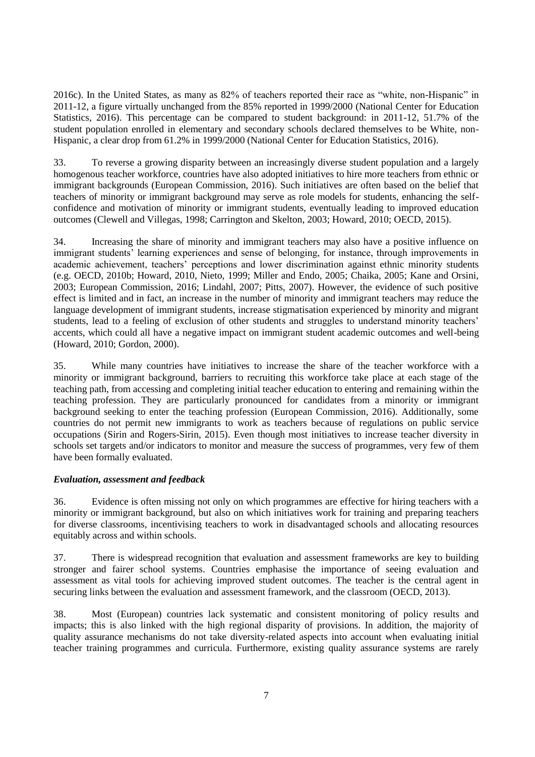2016c). In the United States, as many as 82% of teachers reported their race as "white, non-Hispanic" in 2011-12, a figure virtually unchanged from the 85% reported in 1999/2000 (National Center for Education Statistics, 2016). This percentage can be compared to student background: in 2011-12, 51.7% of the student population enrolled in elementary and secondary schools declared themselves to be White, non-Hispanic, a clear drop from 61.2% in 1999/2000 (National Center for Education Statistics, 2016).

33. To reverse a growing disparity between an increasingly diverse student population and a largely homogenous teacher workforce, countries have also adopted initiatives to hire more teachers from ethnic or immigrant backgrounds (European Commission, 2016). Such initiatives are often based on the belief that teachers of minority or immigrant background may serve as role models for students, enhancing the self-confidence and motivation of minority or immigrant students, eventually leading to improved education outcomes (Clewell and Villegas, 1998; Carrington and Skelton, 2003; Howard, 2010; OECD, 2015).

34. Increasing the share of minority and immigrant teachers may also have a positive influence on immigrant students' learning experiences and sense of belonging, for instance, through improvements in academic achievement, teachers' perceptions and lower discrimination against ethnic minority students (e.g. OECD, 2010b; Howard, 2010, Nieto, 1999; Miller and Endo, 2005; Chaika, 2005; Kane and Orsini, 2003; European Commission, 2016; Lindahl, 2007; Pitts, 2007). However, the evidence of such positive effect is limited and in fact, an increase in the number of minority and immigrant teachers may reduce the language development of immigrant students, increase stigmatisation experienced by minority and migrant students, lead to a feeling of exclusion of other students and struggles to understand minority teachers' accents, which could all have a negative impact on immigrant student academic outcomes and well-being (Howard, 2010; Gordon, 2000).

35. While many countries have initiatives to increase the share of the teacher workforce with a minority or immigrant background, barriers to recruiting this workforce take place at each stage of the teaching path, from accessing and completing initial teacher education to entering and remaining within the teaching profession. They are particularly pronounced for candidates from a minority or immigrant background seeking to enter the teaching profession (European Commission, 2016). Additionally, some countries do not permit new immigrants to work as teachers because of regulations on public service occupations (Sirin and Rogers-Sirin, 2015). Even though most initiatives to increase teacher diversity in schools set targets and/or indicators to monitor and measure the success of programmes, very few of them have been formally evaluated.

### *Evaluation, assessment and feedback*

36. Evidence is often missing not only on which programmes are effective for hiring teachers with a minority or immigrant background, but also on which initiatives work for training and preparing teachers for diverse classrooms, incentivising teachers to work in disadvantaged schools and allocating resources equitably across and within schools.

37. There is widespread recognition that evaluation and assessment frameworks are key to building stronger and fairer school systems. Countries emphasise the importance of seeing evaluation and assessment as vital tools for achieving improved student outcomes. The teacher is the central agent in securing links between the evaluation and assessment framework, and the classroom (OECD, 2013).

38. Most (European) countries lack systematic and consistent monitoring of policy results and impacts; this is also linked with the high regional disparity of provisions. In addition, the majority of quality assurance mechanisms do not take diversity-related aspects into account when evaluating initial teacher training programmes and curricula. Furthermore, existing quality assurance systems are rarely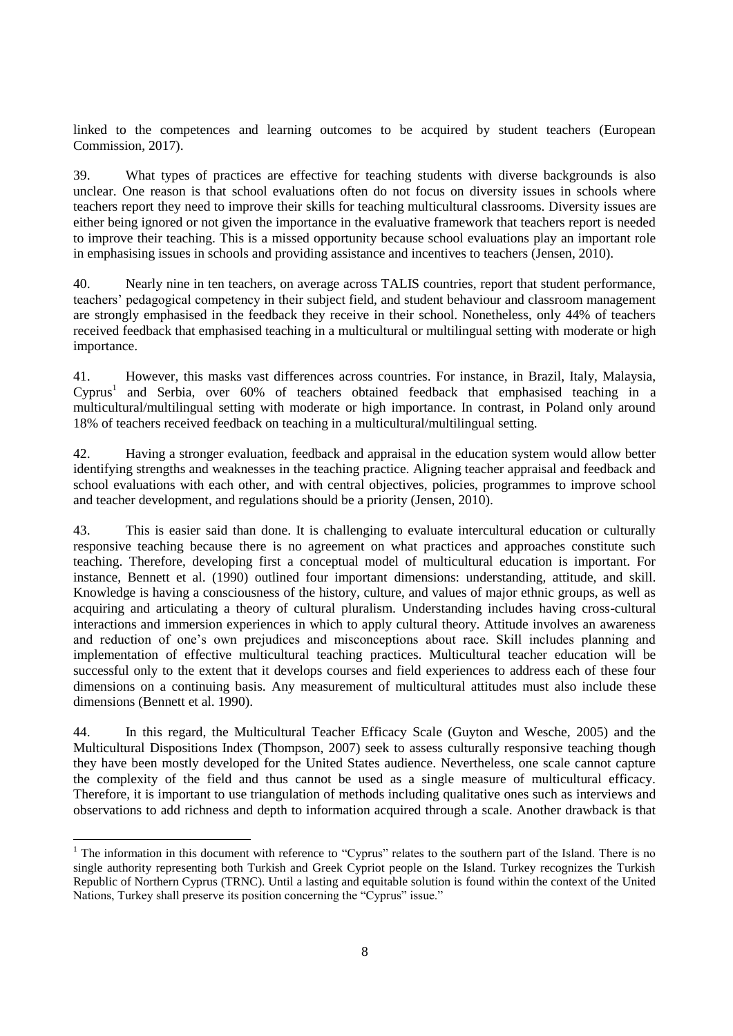linked to the competences and learning outcomes to be acquired by student teachers (European Commission, 2017).

39. What types of practices are effective for teaching students with diverse backgrounds is also unclear. One reason is that school evaluations often do not focus on diversity issues in schools where teachers report they need to improve their skills for teaching multicultural classrooms. Diversity issues are either being ignored or not given the importance in the evaluative framework that teachers report is needed to improve their teaching. This is a missed opportunity because school evaluations play an important role in emphasising issues in schools and providing assistance and incentives to teachers (Jensen, 2010).

40. Nearly nine in ten teachers, on average across TALIS countries, report that student performance, teachers' pedagogical competency in their subject field, and student behaviour and classroom management are strongly emphasised in the feedback they receive in their school. Nonetheless, only 44% of teachers received feedback that emphasised teaching in a multicultural or multilingual setting with moderate or high importance.

41. However, this masks vast differences across countries. For instance, in Brazil, Italy, Malaysia, Cyprus[1] and Serbia, over 60% of teachers obtained feedback that emphasised teaching in a multicultural/multilingual setting with moderate or high importance. In contrast, in Poland only around 18% of teachers received feedback on teaching in a multicultural/multilingual setting.

42. Having a stronger evaluation, feedback and appraisal in the education system would allow better identifying strengths and weaknesses in the teaching practice. Aligning teacher appraisal and feedback and school evaluations with each other, and with central objectives, policies, programmes to improve school and teacher development, and regulations should be a priority (Jensen, 2010).

43. This is easier said than done. It is challenging to evaluate intercultural education or culturally responsive teaching because there is no agreement on what practices and approaches constitute such teaching. Therefore, developing first a conceptual model of multicultural education is important. For instance, Bennett et al. (1990) outlined four important dimensions: understanding, attitude, and skill. Knowledge is having a consciousness of the history, culture, and values of major ethnic groups, as well as acquiring and articulating a theory of cultural pluralism. Understanding includes having cross-cultural interactions and immersion experiences in which to apply cultural theory. Attitude involves an awareness and reduction of one's own prejudices and misconceptions about race. Skill includes planning and implementation of effective multicultural teaching practices. Multicultural teacher education will be successful only to the extent that it develops courses and field experiences to address each of these four dimensions on a continuing basis. Any measurement of multicultural attitudes must also include these dimensions (Bennett et al. 1990).

44. In this regard, the Multicultural Teacher Efficacy Scale (Guyton and Wesche, 2005) and the Multicultural Dispositions Index (Thompson, 2007) seek to assess culturally responsive teaching though they have been mostly developed for the United States audience. Nevertheless, one scale cannot capture the complexity of the field and thus cannot be used as a single measure of multicultural efficacy. Therefore, it is important to use triangulation of methods including qualitative ones such as interviews and observations to add richness and depth to information acquired through a scale. Another drawback is that

[1] The information in this document with reference to "Cyprus" relates to the southern part of the Island. There is no single authority representing both Turkish and Greek Cypriot people on the Island. Turkey recognizes the Turkish Republic of Northern Cyprus (TRNC). Until a lasting and equitable solution is found within the context of the United Nations, Turkey shall preserve its position concerning the "Cyprus" issue."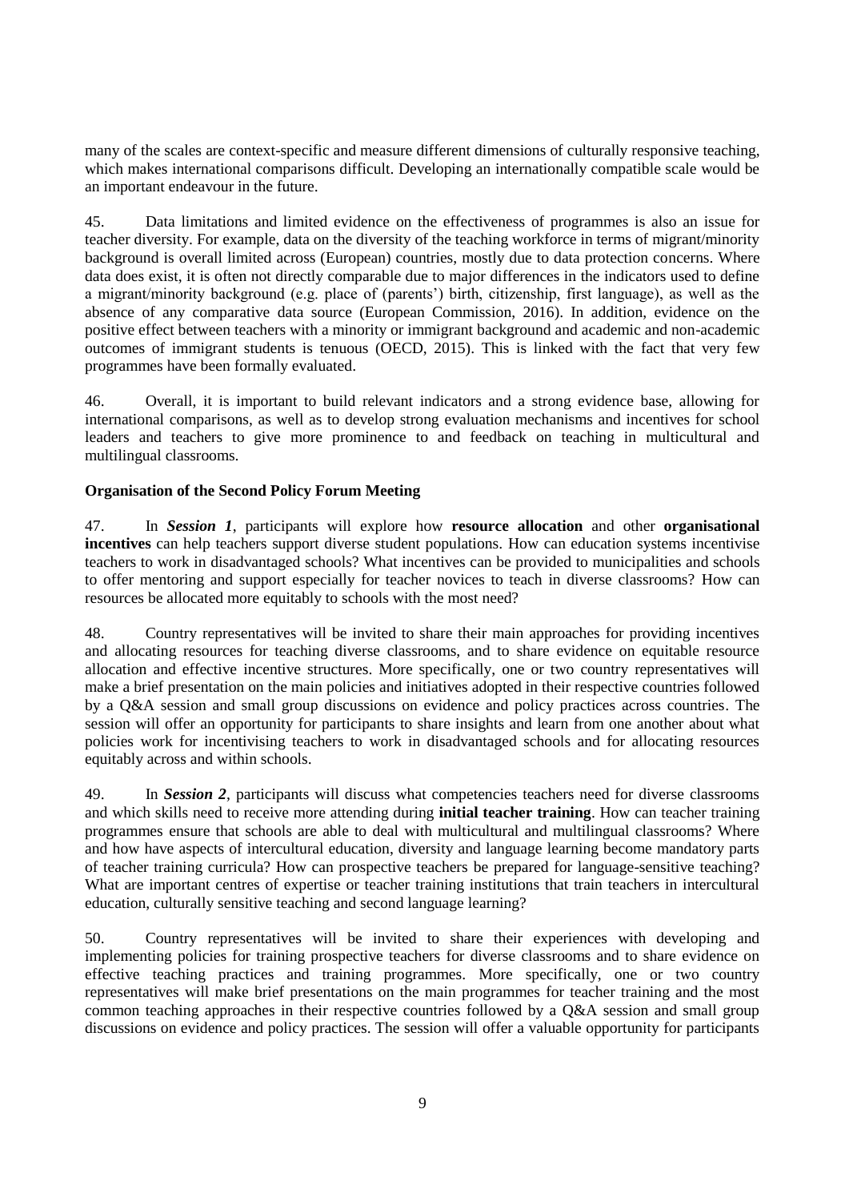many of the scales are context-specific and measure different dimensions of culturally responsive teaching, which makes international comparisons difficult. Developing an internationally compatible scale would be an important endeavour in the future.

45. Data limitations and limited evidence on the effectiveness of programmes is also an issue for teacher diversity. For example, data on the diversity of the teaching workforce in terms of migrant/minority background is overall limited across (European) countries, mostly due to data protection concerns. Where data does exist, it is often not directly comparable due to major differences in the indicators used to define a migrant/minority background (e.g. place of (parents') birth, citizenship, first language), as well as the absence of any comparative data source (European Commission, 2016). In addition, evidence on the positive effect between teachers with a minority or immigrant background and academic and non-academic outcomes of immigrant students is tenuous (OECD, 2015). This is linked with the fact that very few programmes have been formally evaluated.

46. Overall, it is important to build relevant indicators and a strong evidence base, allowing for international comparisons, as well as to develop strong evaluation mechanisms and incentives for school leaders and teachers to give more prominence to and feedback on teaching in multicultural and multilingual classrooms.

**Organisation of the Second Policy Forum Meeting**

47. In ***Session 1***, participants will explore how **resource allocation** and other **organisational incentives** can help teachers support diverse student populations. How can education systems incentivise teachers to work in disadvantaged schools? What incentives can be provided to municipalities and schools to offer mentoring and support especially for teacher novices to teach in diverse classrooms? How can resources be allocated more equitably to schools with the most need?

48. Country representatives will be invited to share their main approaches for providing incentives and allocating resources for teaching diverse classrooms, and to share evidence on equitable resource allocation and effective incentive structures. More specifically, one or two country representatives will make a brief presentation on the main policies and initiatives adopted in their respective countries followed by a Q&A session and small group discussions on evidence and policy practices across countries. The session will offer an opportunity for participants to share insights and learn from one another about what policies work for incentivising teachers to work in disadvantaged schools and for allocating resources equitably across and within schools.

49. In ***Session 2***, participants will discuss what competencies teachers need for diverse classrooms and which skills need to receive more attending during **initial teacher training**. How can teacher training programmes ensure that schools are able to deal with multicultural and multilingual classrooms? Where and how have aspects of intercultural education, diversity and language learning become mandatory parts of teacher training curricula? How can prospective teachers be prepared for language-sensitive teaching? What are important centres of expertise or teacher training institutions that train teachers in intercultural education, culturally sensitive teaching and second language learning?

50. Country representatives will be invited to share their experiences with developing and implementing policies for training prospective teachers for diverse classrooms and to share evidence on effective teaching practices and training programmes. More specifically, one or two country representatives will make brief presentations on the main programmes for teacher training and the most common teaching approaches in their respective countries followed by a Q&A session and small group discussions on evidence and policy practices. The session will offer a valuable opportunity for participants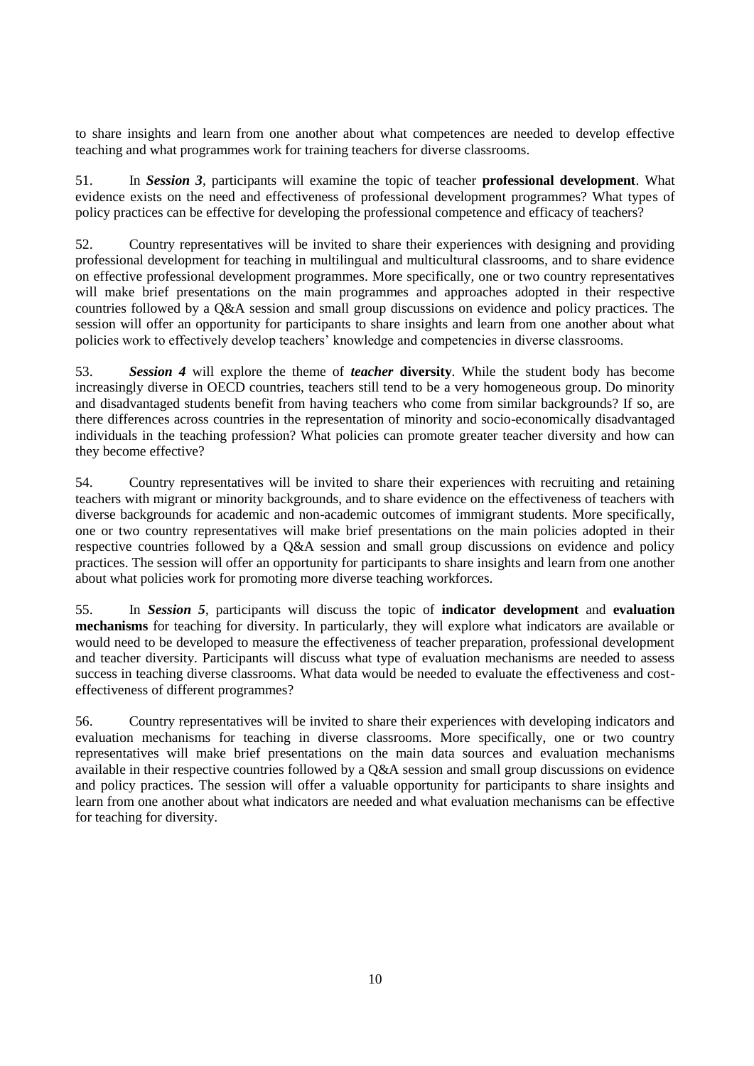to share insights and learn from one another about what competences are needed to develop effective teaching and what programmes work for training teachers for diverse classrooms.

51. In ***Session 3***, participants will examine the topic of teacher **professional development**. What evidence exists on the need and effectiveness of professional development programmes? What types of policy practices can be effective for developing the professional competence and efficacy of teachers?

52. Country representatives will be invited to share their experiences with designing and providing professional development for teaching in multilingual and multicultural classrooms, and to share evidence on effective professional development programmes. More specifically, one or two country representatives will make brief presentations on the main programmes and approaches adopted in their respective countries followed by a Q&A session and small group discussions on evidence and policy practices. The session will offer an opportunity for participants to share insights and learn from one another about what policies work to effectively develop teachers' knowledge and competencies in diverse classrooms.

53. ***Session 4*** will explore the theme of ***teacher*** **diversity**. While the student body has become increasingly diverse in OECD countries, teachers still tend to be a very homogeneous group. Do minority and disadvantaged students benefit from having teachers who come from similar backgrounds? If so, are there differences across countries in the representation of minority and socio-economically disadvantaged individuals in the teaching profession? What policies can promote greater teacher diversity and how can they become effective?

54. Country representatives will be invited to share their experiences with recruiting and retaining teachers with migrant or minority backgrounds, and to share evidence on the effectiveness of teachers with diverse backgrounds for academic and non-academic outcomes of immigrant students. More specifically, one or two country representatives will make brief presentations on the main policies adopted in their respective countries followed by a Q&A session and small group discussions on evidence and policy practices. The session will offer an opportunity for participants to share insights and learn from one another about what policies work for promoting more diverse teaching workforces.

55. In ***Session 5***, participants will discuss the topic of **indicator development** and **evaluation mechanisms** for teaching for diversity. In particularly, they will explore what indicators are available or would need to be developed to measure the effectiveness of teacher preparation, professional development and teacher diversity. Participants will discuss what type of evaluation mechanisms are needed to assess success in teaching diverse classrooms. What data would be needed to evaluate the effectiveness and cost-effectiveness of different programmes?

56. Country representatives will be invited to share their experiences with developing indicators and evaluation mechanisms for teaching in diverse classrooms. More specifically, one or two country representatives will make brief presentations on the main data sources and evaluation mechanisms available in their respective countries followed by a Q&A session and small group discussions on evidence and policy practices. The session will offer a valuable opportunity for participants to share insights and learn from one another about what indicators are needed and what evaluation mechanisms can be effective for teaching for diversity.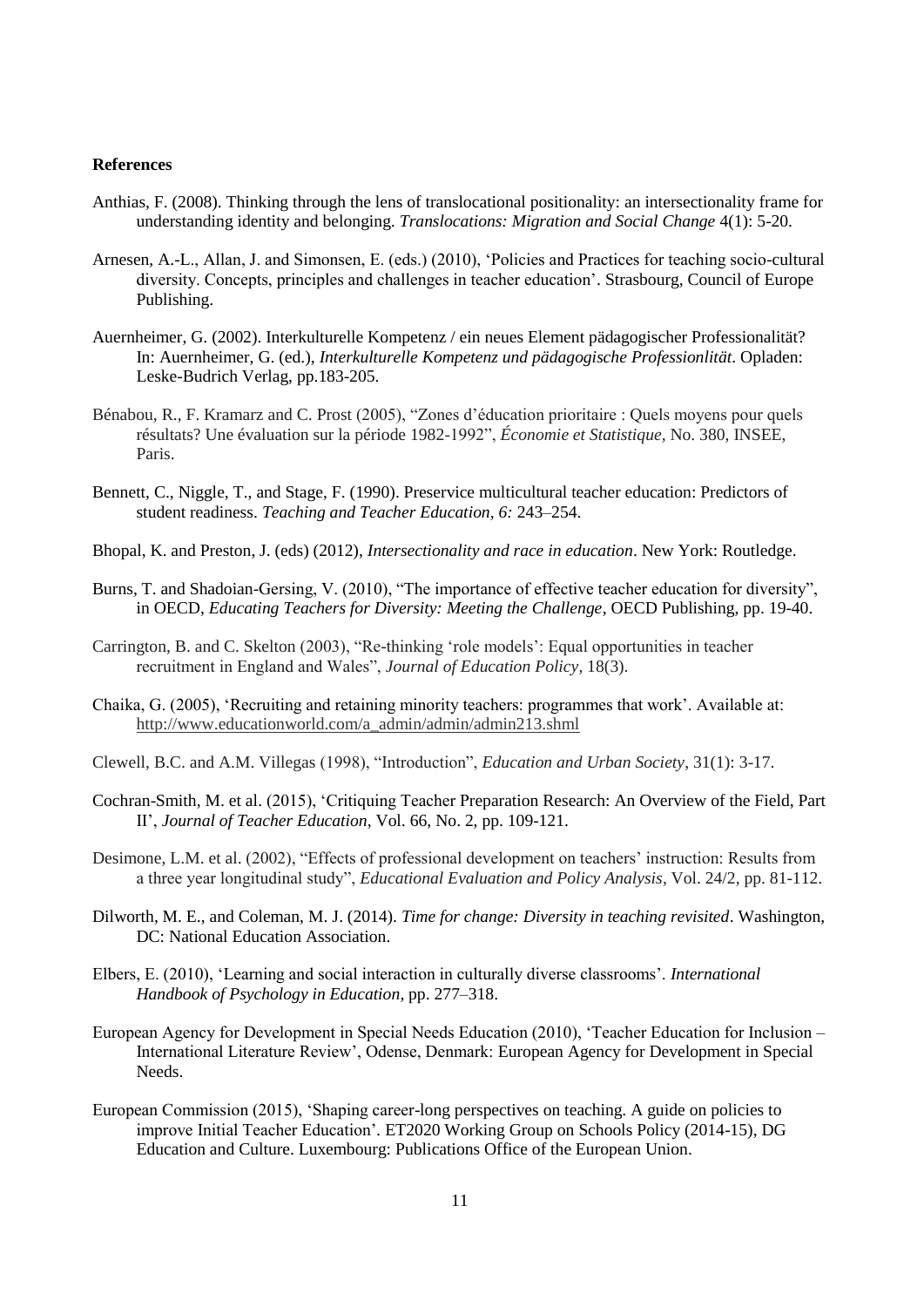**References**

Anthias, F. (2008). Thinking through the lens of translocational positionality: an intersectionality frame for understanding identity and belonging. *Translocations: Migration and Social Change* 4(1): 5-20.

Arnesen, A.-L., Allan, J. and Simonsen, E. (eds.) (2010), 'Policies and Practices for teaching socio-cultural diversity. Concepts, principles and challenges in teacher education'. Strasbourg, Council of Europe Publishing.

Auernheimer, G. (2002). Interkulturelle Kompetenz / ein neues Element pädagogischer Professionalität? In: Auernheimer, G. (ed.), *Interkulturelle Kompetenz und pädagogische Professionlität*. Opladen: Leske-Budrich Verlag, pp.183-205.

Bénabou, R., F. Kramarz and C. Prost (2005), "Zones d'éducation prioritaire : Quels moyens pour quels résultats? Une évaluation sur la période 1982-1992", *Économie et Statistique*, No. 380, INSEE, Paris.

Bennett, C., Niggle, T., and Stage, F. (1990). Preservice multicultural teacher education: Predictors of student readiness. *Teaching and Teacher Education, 6:* 243–254.

Bhopal, K. and Preston, J. (eds) (2012), *Intersectionality and race in education*. New York: Routledge.

Burns, T. and Shadoian-Gersing, V. (2010), "The importance of effective teacher education for diversity", in OECD, *Educating Teachers for Diversity: Meeting the Challenge*, OECD Publishing, pp. 19-40.

Carrington, B. and C. Skelton (2003), "Re-thinking 'role models': Equal opportunities in teacher recruitment in England and Wales", *Journal of Education Policy*, 18(3).

Chaika, G. (2005), 'Recruiting and retaining minority teachers: programmes that work'. Available at: http://www.educationworld.com/a_admin/admin/admin213.shml

Clewell, B.C. and A.M. Villegas (1998), "Introduction", *Education and Urban Society*, 31(1): 3-17.

Cochran-Smith, M. et al. (2015), 'Critiquing Teacher Preparation Research: An Overview of the Field, Part II', *Journal of Teacher Education*, Vol. 66, No. 2, pp. 109-121.

Desimone, L.M. et al. (2002), "Effects of professional development on teachers' instruction: Results from a three year longitudinal study", *Educational Evaluation and Policy Analysis*, Vol. 24/2, pp. 81-112.

Dilworth, M. E., and Coleman, M. J. (2014). *Time for change: Diversity in teaching revisited*. Washington, DC: National Education Association.

Elbers, E. (2010), 'Learning and social interaction in culturally diverse classrooms'. *International Handbook of Psychology in Education*, pp. 277–318.

European Agency for Development in Special Needs Education (2010), 'Teacher Education for Inclusion – International Literature Review', Odense, Denmark: European Agency for Development in Special Needs.

European Commission (2015), 'Shaping career-long perspectives on teaching. A guide on policies to improve Initial Teacher Education'. ET2020 Working Group on Schools Policy (2014-15), DG Education and Culture. Luxembourg: Publications Office of the European Union.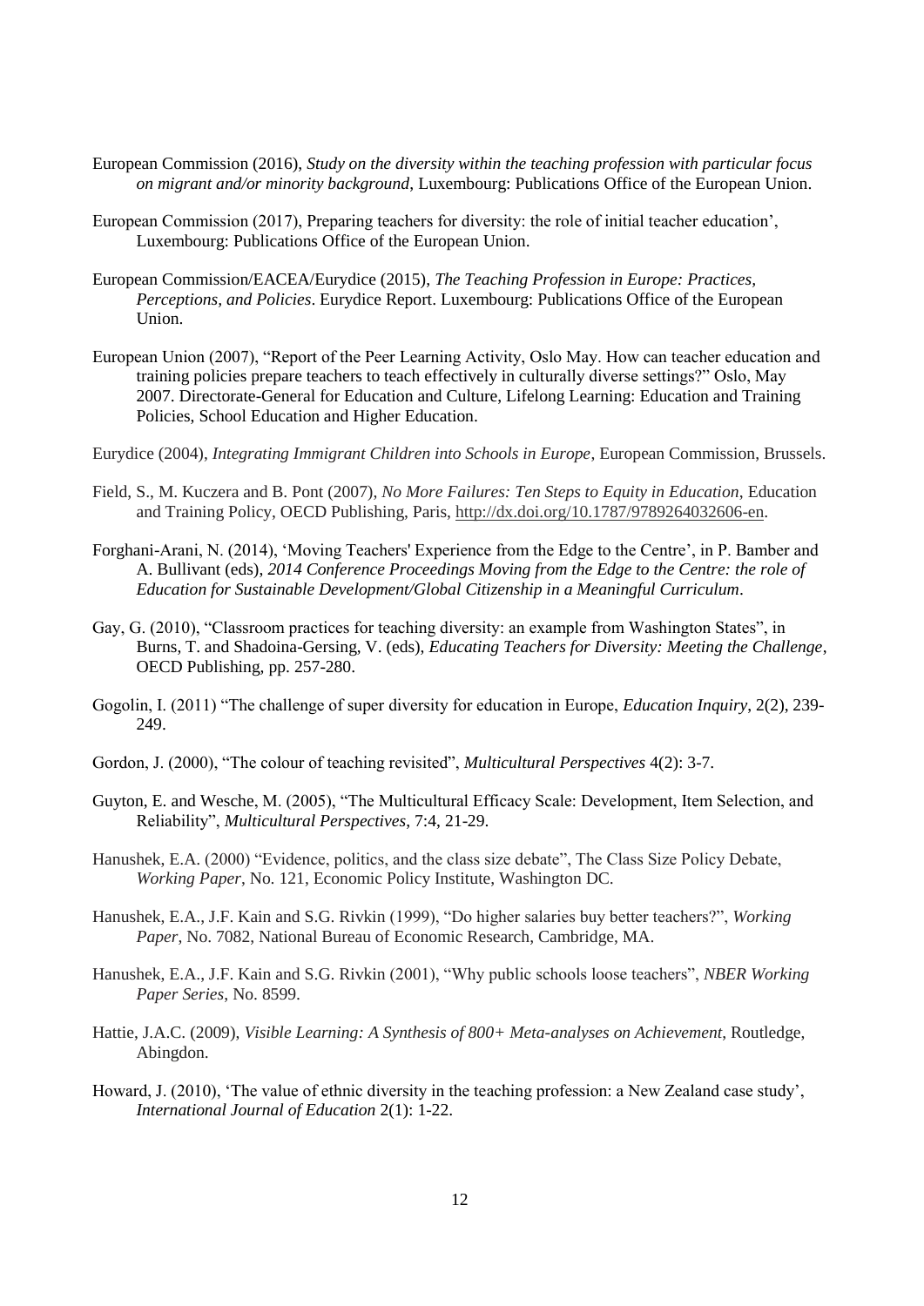European Commission (2016), *Study on the diversity within the teaching profession with particular focus on migrant and/or minority background*, Luxembourg: Publications Office of the European Union.

European Commission (2017), Preparing teachers for diversity: the role of initial teacher education', Luxembourg: Publications Office of the European Union.

European Commission/EACEA/Eurydice (2015), *The Teaching Profession in Europe: Practices, Perceptions, and Policies*. Eurydice Report. Luxembourg: Publications Office of the European Union.

European Union (2007), "Report of the Peer Learning Activity, Oslo May. How can teacher education and training policies prepare teachers to teach effectively in culturally diverse settings?" Oslo, May 2007. Directorate-General for Education and Culture, Lifelong Learning: Education and Training Policies, School Education and Higher Education.

Eurydice (2004), *Integrating Immigrant Children into Schools in Europe*, European Commission, Brussels.

Field, S., M. Kuczera and B. Pont (2007), *No More Failures: Ten Steps to Equity in Education*, Education and Training Policy, OECD Publishing, Paris, http://dx.doi.org/10.1787/9789264032606-en.

Forghani-Arani, N. (2014), 'Moving Teachers' Experience from the Edge to the Centre', in P. Bamber and A. Bullivant (eds), *2014 Conference Proceedings Moving from the Edge to the Centre: the role of Education for Sustainable Development/Global Citizenship in a Meaningful Curriculum*.

Gay, G. (2010), "Classroom practices for teaching diversity: an example from Washington States", in Burns, T. and Shadoina-Gersing, V. (eds), *Educating Teachers for Diversity: Meeting the Challenge*, OECD Publishing, pp. 257-280.

Gogolin, I. (2011) "The challenge of super diversity for education in Europe, *Education Inquiry*, 2(2), 239-249.

Gordon, J. (2000), "The colour of teaching revisited", *Multicultural Perspectives* 4(2): 3-7.

Guyton, E. and Wesche, M. (2005), "The Multicultural Efficacy Scale: Development, Item Selection, and Reliability", *Multicultural Perspectives*, 7:4, 21-29.

Hanushek, E.A. (2000) "Evidence, politics, and the class size debate", The Class Size Policy Debate, *Working Paper*, No. 121, Economic Policy Institute, Washington DC.

Hanushek, E.A., J.F. Kain and S.G. Rivkin (1999), "Do higher salaries buy better teachers?", *Working Paper*, No. 7082, National Bureau of Economic Research, Cambridge, MA.

Hanushek, E.A., J.F. Kain and S.G. Rivkin (2001), "Why public schools loose teachers", *NBER Working Paper Series*, No. 8599.

Hattie, J.A.C. (2009), *Visible Learning: A Synthesis of 800+ Meta-analyses on Achievement*, Routledge, Abingdon.

Howard, J. (2010), 'The value of ethnic diversity in the teaching profession: a New Zealand case study', *International Journal of Education* 2(1): 1-22.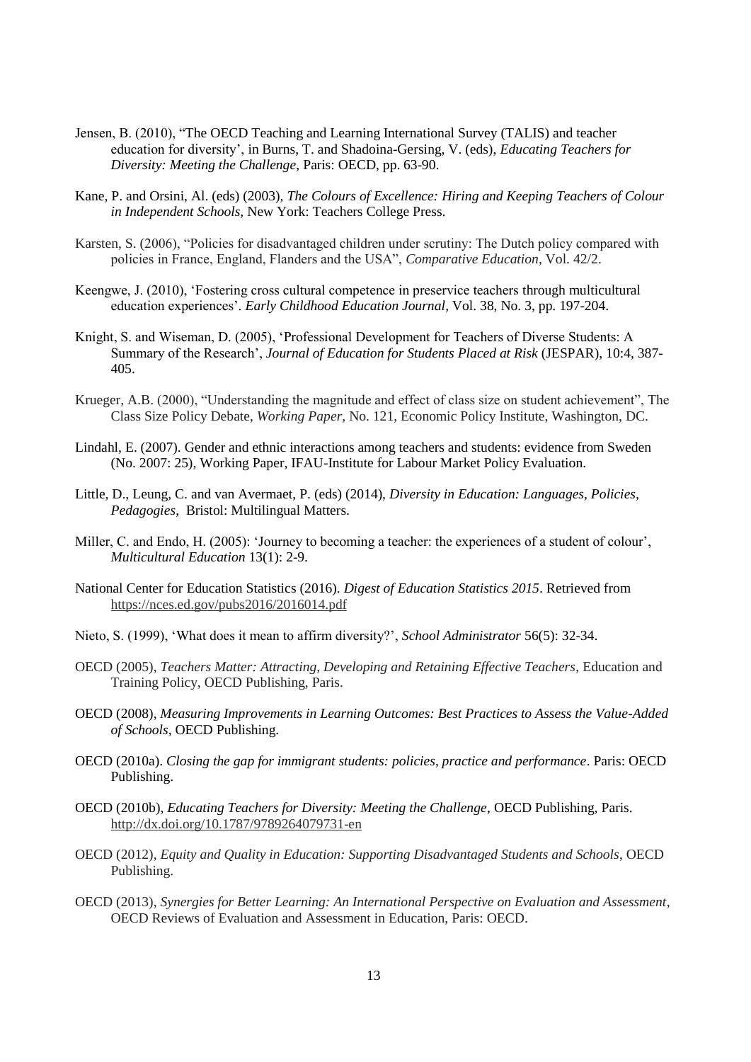Jensen, B. (2010), "The OECD Teaching and Learning International Survey (TALIS) and teacher education for diversity', in Burns, T. and Shadoina-Gersing, V. (eds), *Educating Teachers for Diversity: Meeting the Challenge*, Paris: OECD, pp. 63-90.

Kane, P. and Orsini, Al. (eds) (2003), *The Colours of Excellence: Hiring and Keeping Teachers of Colour in Independent Schools*, New York: Teachers College Press.

Karsten, S. (2006), "Policies for disadvantaged children under scrutiny: The Dutch policy compared with policies in France, England, Flanders and the USA", *Comparative Education*, Vol. 42/2.

Keengwe, J. (2010), 'Fostering cross cultural competence in preservice teachers through multicultural education experiences'. *Early Childhood Education Journal*, Vol. 38, No. 3, pp. 197-204.

Knight, S. and Wiseman, D. (2005), 'Professional Development for Teachers of Diverse Students: A Summary of the Research', *Journal of Education for Students Placed at Risk* (JESPAR), 10:4, 387-405.

Krueger, A.B. (2000), "Understanding the magnitude and effect of class size on student achievement", The Class Size Policy Debate, *Working Paper*, No. 121, Economic Policy Institute, Washington, DC.

Lindahl, E. (2007). Gender and ethnic interactions among teachers and students: evidence from Sweden (No. 2007: 25), Working Paper, IFAU-Institute for Labour Market Policy Evaluation.

Little, D., Leung, C. and van Avermaet, P. (eds) (2014), *Diversity in Education: Languages, Policies, Pedagogies*, Bristol: Multilingual Matters.

Miller, C. and Endo, H. (2005): 'Journey to becoming a teacher: the experiences of a student of colour', *Multicultural Education* 13(1): 2-9.

National Center for Education Statistics (2016). *Digest of Education Statistics 2015*. Retrieved from https://nces.ed.gov/pubs2016/2016014.pdf

Nieto, S. (1999), 'What does it mean to affirm diversity?', *School Administrator* 56(5): 32-34.

OECD (2005), *Teachers Matter: Attracting, Developing and Retaining Effective Teachers*, Education and Training Policy, OECD Publishing, Paris.

OECD (2008), *Measuring Improvements in Learning Outcomes: Best Practices to Assess the Value-Added of Schools*, OECD Publishing.

OECD (2010a). *Closing the gap for immigrant students: policies, practice and performance*. Paris: OECD Publishing.

OECD (2010b), *Educating Teachers for Diversity: Meeting the Challenge*, OECD Publishing, Paris. http://dx.doi.org/10.1787/9789264079731-en

OECD (2012), *Equity and Quality in Education: Supporting Disadvantaged Students and Schools*, OECD Publishing.

OECD (2013), *Synergies for Better Learning: An International Perspective on Evaluation and Assessment*, OECD Reviews of Evaluation and Assessment in Education, Paris: OECD.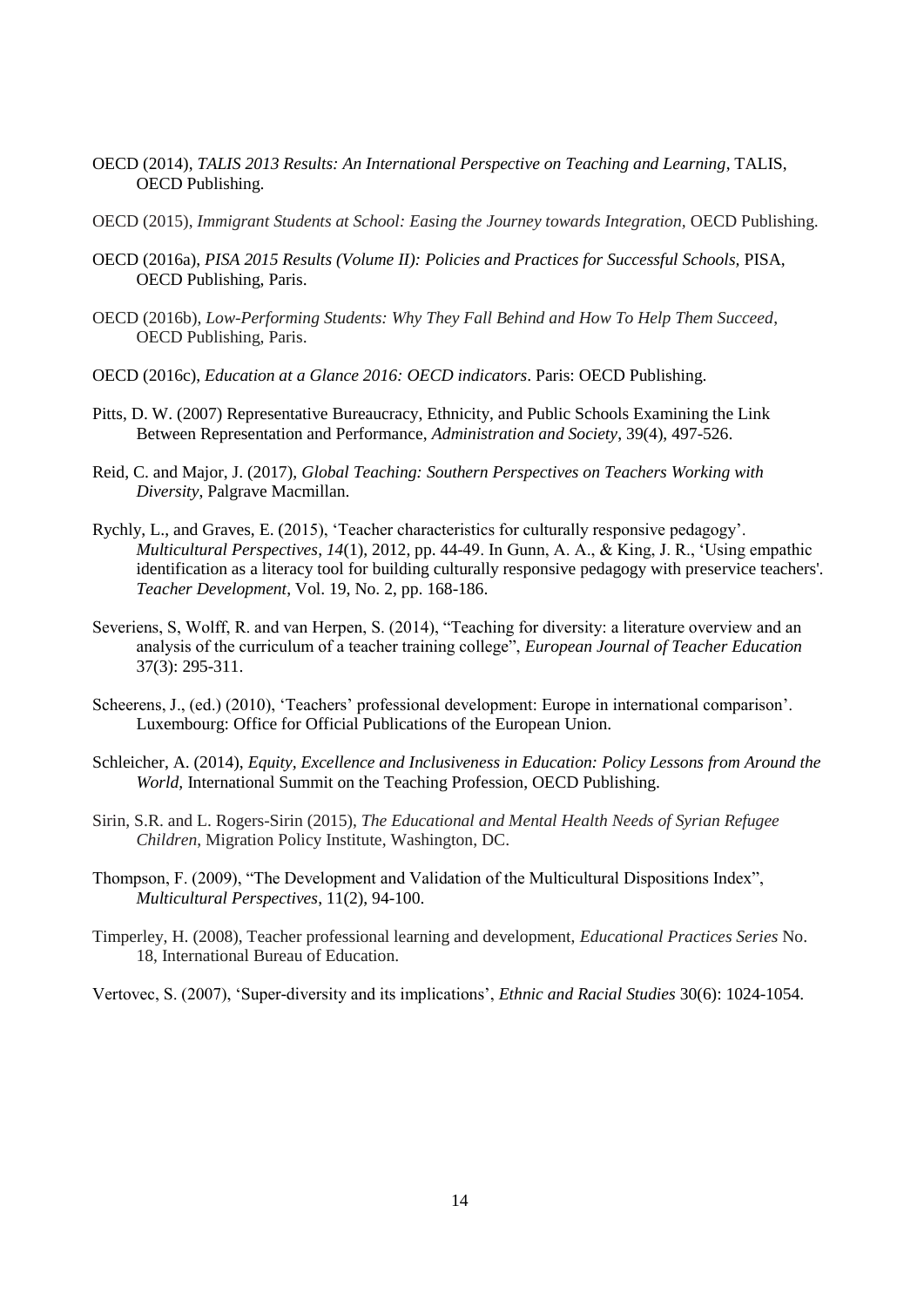OECD (2014), *TALIS 2013 Results: An International Perspective on Teaching and Learning*, TALIS, OECD Publishing.

OECD (2015), *Immigrant Students at School: Easing the Journey towards Integration*, OECD Publishing.

OECD (2016a), *PISA 2015 Results (Volume II): Policies and Practices for Successful Schools*, PISA, OECD Publishing, Paris.

OECD (2016b), *Low-Performing Students: Why They Fall Behind and How To Help Them Succeed*, OECD Publishing, Paris.

OECD (2016c), *Education at a Glance 2016: OECD indicators*. Paris: OECD Publishing.

Pitts, D. W. (2007) Representative Bureaucracy, Ethnicity, and Public Schools Examining the Link Between Representation and Performance, *Administration and Society*, 39(4), 497-526.

Reid, C. and Major, J. (2017), *Global Teaching: Southern Perspectives on Teachers Working with Diversity*, Palgrave Macmillan.

Rychly, L., and Graves, E. (2015), 'Teacher characteristics for culturally responsive pedagogy'. *Multicultural Perspectives*, *14*(1), 2012, pp. 44-49. In Gunn, A. A., & King, J. R., 'Using empathic identification as a literacy tool for building culturally responsive pedagogy with preservice teachers'. *Teacher Development*, Vol. 19, No. 2, pp. 168-186.

Severiens, S, Wolff, R. and van Herpen, S. (2014), "Teaching for diversity: a literature overview and an analysis of the curriculum of a teacher training college", *European Journal of Teacher Education* 37(3): 295-311.

Scheerens, J., (ed.) (2010), 'Teachers' professional development: Europe in international comparison'. Luxembourg: Office for Official Publications of the European Union.

Schleicher, A. (2014), *Equity, Excellence and Inclusiveness in Education: Policy Lessons from Around the World,* International Summit on the Teaching Profession, OECD Publishing.

Sirin, S.R. and L. Rogers-Sirin (2015), *The Educational and Mental Health Needs of Syrian Refugee Children*, Migration Policy Institute, Washington, DC.

Thompson, F. (2009), "The Development and Validation of the Multicultural Dispositions Index", *Multicultural Perspectives*, 11(2), 94-100.

Timperley, H. (2008), Teacher professional learning and development, *Educational Practices Series* No. 18, International Bureau of Education.

Vertovec, S. (2007), 'Super-diversity and its implications', *Ethnic and Racial Studies* 30(6): 1024-1054.